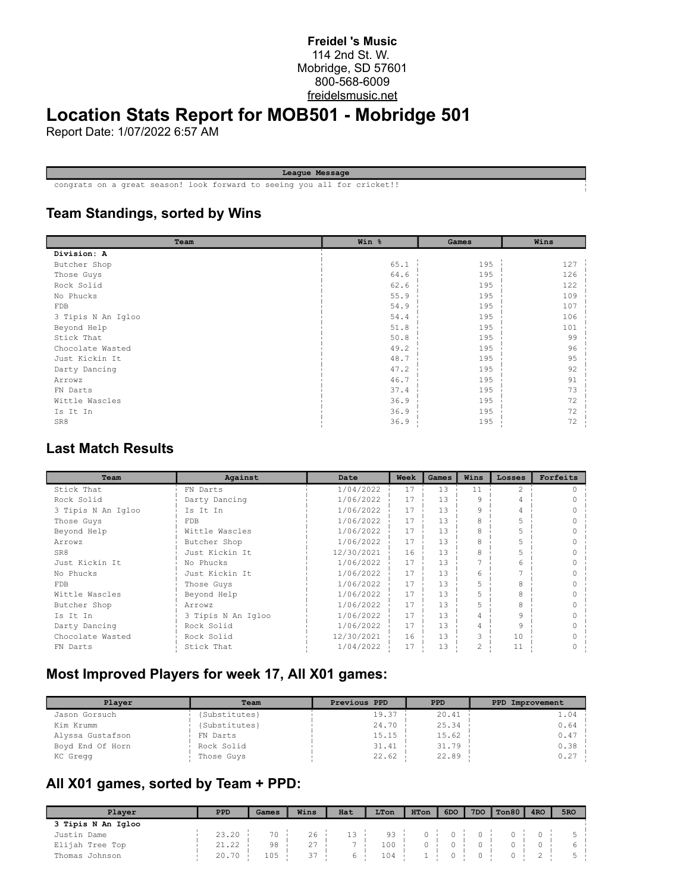**Freidel 's Music**
114 2nd St. W.
Mobridge, SD 57601
800-568-6009
freidelsmusic.net

# Location Stats Report for MOB501 - Mobridge 501

Report Date: 1/07/2022 6:57 AM

| League Message |
|---|
| congrats on a great season! look forward to seeing you all for cricket!! |

## Team Standings, sorted by Wins

| Team | Win % | Games | Wins |
|---|---|---|---|
| **Division: A** | | | |
| Butcher Shop | 65.1 | 195 | 127 |
| Those Guys | 64.6 | 195 | 126 |
| Rock Solid | 62.6 | 195 | 122 |
| No Phucks | 55.9 | 195 | 109 |
| FDB | 54.9 | 195 | 107 |
| 3 Tipis N An Igloo | 54.4 | 195 | 106 |
| Beyond Help | 51.8 | 195 | 101 |
| Stick That | 50.8 | 195 | 99 |
| Chocolate Wasted | 49.2 | 195 | 96 |
| Just Kickin It | 48.7 | 195 | 95 |
| Darty Dancing | 47.2 | 195 | 92 |
| Arrowz | 46.7 | 195 | 91 |
| FN Darts | 37.4 | 195 | 73 |
| Wittle Wascles | 36.9 | 195 | 72 |
| Is It In | 36.9 | 195 | 72 |
| SR8 | 36.9 | 195 | 72 |

## Last Match Results

| Team | Against | Date | Week | Games | Wins | Losses | Forfeits |
|---|---|---|---|---|---|---|---|
| Stick That | FN Darts | 1/04/2022 | 17 | 13 | 11 | 2 | 0 |
| Rock Solid | Darty Dancing | 1/06/2022 | 17 | 13 | 9 | 4 | 0 |
| 3 Tipis N An Igloo | Is It In | 1/06/2022 | 17 | 13 | 9 | 4 | 0 |
| Those Guys | FDB | 1/06/2022 | 17 | 13 | 8 | 5 | 0 |
| Beyond Help | Wittle Wascles | 1/06/2022 | 17 | 13 | 8 | 5 | 0 |
| Arrowz | Butcher Shop | 1/06/2022 | 17 | 13 | 8 | 5 | 0 |
| SR8 | Just Kickin It | 12/30/2021 | 16 | 13 | 8 | 5 | 0 |
| Just Kickin It | No Phucks | 1/06/2022 | 17 | 13 | 7 | 6 | 0 |
| No Phucks | Just Kickin It | 1/06/2022 | 17 | 13 | 6 | 7 | 0 |
| FDB | Those Guys | 1/06/2022 | 17 | 13 | 5 | 8 | 0 |
| Wittle Wascles | Beyond Help | 1/06/2022 | 17 | 13 | 5 | 8 | 0 |
| Butcher Shop | Arrowz | 1/06/2022 | 17 | 13 | 5 | 8 | 0 |
| Is It In | 3 Tipis N An Igloo | 1/06/2022 | 17 | 13 | 4 | 9 | 0 |
| Darty Dancing | Rock Solid | 1/06/2022 | 17 | 13 | 4 | 9 | 0 |
| Chocolate Wasted | Rock Solid | 12/30/2021 | 16 | 13 | 3 | 10 | 0 |
| FN Darts | Stick That | 1/04/2022 | 17 | 13 | 2 | 11 | 0 |

## Most Improved Players for week 17, All X01 games:

| Player | Team | Previous PPD | PPD | PPD Improvement |
|---|---|---|---|---|
| Jason Gorsuch | {Substitutes} | 19.37 | 20.41 | 1.04 |
| Kim Krumm | {Substitutes} | 24.70 | 25.34 | 0.64 |
| Alyssa Gustafson | FN Darts | 15.15 | 15.62 | 0.47 |
| Boyd End Of Horn | Rock Solid | 31.41 | 31.79 | 0.38 |
| KC Gregg | Those Guys | 22.62 | 22.89 | 0.27 |

## All X01 games, sorted by Team + PPD:

| Player | PPD | Games | Wins | Hat | LTon | HTon | 6DO | 7DO | Ton80 | 4RO | 5RO |
|---|---|---|---|---|---|---|---|---|---|---|---|
| **3 Tipis N An Igloo** | | | | | | | | | | | |
| Justin Dame | 23.20 | 70 | 26 | 13 | 93 | 0 | 0 | 0 | 0 | 0 | 5 |
| Elijah Tree Top | 21.22 | 98 | 27 | 7 | 100 | 0 | 0 | 0 | 0 | 0 | 6 |
| Thomas Johnson | 20.70 | 105 | 37 | 6 | 104 | 1 | 0 | 0 | 0 | 2 | 5 |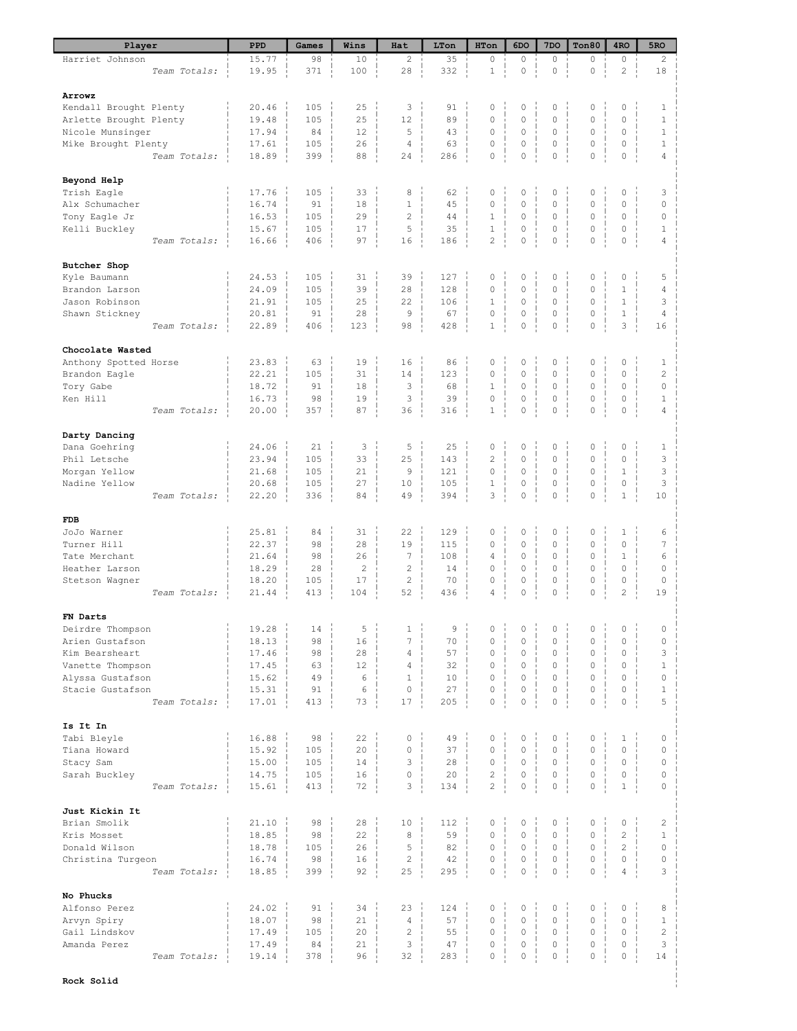| Player | PPD | Games | Wins | Hat | LTon | HTon | 6DO | 7DO | Ton80 | 4RO | 5RO |
|---|---|---|---|---|---|---|---|---|---|---|---|
| Harriet Johnson | 15.77 | 98 | 10 | 2 | 35 | 0 | 0 | 0 | 0 | 0 | 2 |
| *Team Totals:* | 19.95 | 371 | 100 | 28 | 332 | 1 | 0 | 0 | 0 | 2 | 18 |
| **Arrowz** | | | | | | | | | | | |
| Kendall Brought Plenty | 20.46 | 105 | 25 | 3 | 91 | 0 | 0 | 0 | 0 | 0 | 1 |
| Arlette Brought Plenty | 19.48 | 105 | 25 | 12 | 89 | 0 | 0 | 0 | 0 | 0 | 1 |
| Nicole Munsinger | 17.94 | 84 | 12 | 5 | 43 | 0 | 0 | 0 | 0 | 0 | 1 |
| Mike Brought Plenty | 17.61 | 105 | 26 | 4 | 63 | 0 | 0 | 0 | 0 | 0 | 1 |
| *Team Totals:* | 18.89 | 399 | 88 | 24 | 286 | 0 | 0 | 0 | 0 | 0 | 4 |
| **Beyond Help** | | | | | | | | | | | |
| Trish Eagle | 17.76 | 105 | 33 | 8 | 62 | 0 | 0 | 0 | 0 | 0 | 3 |
| Alx Schumacher | 16.74 | 91 | 18 | 1 | 45 | 0 | 0 | 0 | 0 | 0 | 0 |
| Tony Eagle Jr | 16.53 | 105 | 29 | 2 | 44 | 1 | 0 | 0 | 0 | 0 | 0 |
| Kelli Buckley | 15.67 | 105 | 17 | 5 | 35 | 1 | 0 | 0 | 0 | 0 | 1 |
| *Team Totals:* | 16.66 | 406 | 97 | 16 | 186 | 2 | 0 | 0 | 0 | 0 | 4 |
| **Butcher Shop** | | | | | | | | | | | |
| Kyle Baumann | 24.53 | 105 | 31 | 39 | 127 | 0 | 0 | 0 | 0 | 0 | 5 |
| Brandon Larson | 24.09 | 105 | 39 | 28 | 128 | 0 | 0 | 0 | 0 | 1 | 4 |
| Jason Robinson | 21.91 | 105 | 25 | 22 | 106 | 1 | 0 | 0 | 0 | 1 | 3 |
| Shawn Stickney | 20.81 | 91 | 28 | 9 | 67 | 0 | 0 | 0 | 0 | 1 | 4 |
| *Team Totals:* | 22.89 | 406 | 123 | 98 | 428 | 1 | 0 | 0 | 0 | 3 | 16 |
| **Chocolate Wasted** | | | | | | | | | | | |
| Anthony Spotted Horse | 23.83 | 63 | 19 | 16 | 86 | 0 | 0 | 0 | 0 | 0 | 1 |
| Brandon Eagle | 22.21 | 105 | 31 | 14 | 123 | 0 | 0 | 0 | 0 | 0 | 2 |
| Tory Gabe | 18.72 | 91 | 18 | 3 | 68 | 1 | 0 | 0 | 0 | 0 | 0 |
| Ken Hill | 16.73 | 98 | 19 | 3 | 39 | 0 | 0 | 0 | 0 | 0 | 1 |
| *Team Totals:* | 20.00 | 357 | 87 | 36 | 316 | 1 | 0 | 0 | 0 | 0 | 4 |
| **Darty Dancing** | | | | | | | | | | | |
| Dana Goehring | 24.06 | 21 | 3 | 5 | 25 | 0 | 0 | 0 | 0 | 0 | 1 |
| Phil Letsche | 23.94 | 105 | 33 | 25 | 143 | 2 | 0 | 0 | 0 | 0 | 3 |
| Morgan Yellow | 21.68 | 105 | 21 | 9 | 121 | 0 | 0 | 0 | 0 | 1 | 3 |
| Nadine Yellow | 20.68 | 105 | 27 | 10 | 105 | 1 | 0 | 0 | 0 | 0 | 3 |
| *Team Totals:* | 22.20 | 336 | 84 | 49 | 394 | 3 | 0 | 0 | 0 | 1 | 10 |
| **FDB** | | | | | | | | | | | |
| JoJo Warner | 25.81 | 84 | 31 | 22 | 129 | 0 | 0 | 0 | 0 | 1 | 6 |
| Turner Hill | 22.37 | 98 | 28 | 19 | 115 | 0 | 0 | 0 | 0 | 0 | 7 |
| Tate Merchant | 21.64 | 98 | 26 | 7 | 108 | 4 | 0 | 0 | 0 | 1 | 6 |
| Heather Larson | 18.29 | 28 | 2 | 2 | 14 | 0 | 0 | 0 | 0 | 0 | 0 |
| Stetson Wagner | 18.20 | 105 | 17 | 2 | 70 | 0 | 0 | 0 | 0 | 0 | 0 |
| *Team Totals:* | 21.44 | 413 | 104 | 52 | 436 | 4 | 0 | 0 | 0 | 2 | 19 |
| **FN Darts** | | | | | | | | | | | |
| Deirdre Thompson | 19.28 | 14 | 5 | 1 | 9 | 0 | 0 | 0 | 0 | 0 | 0 |
| Arien Gustafson | 18.13 | 98 | 16 | 7 | 70 | 0 | 0 | 0 | 0 | 0 | 0 |
| Kim Bearsheart | 17.46 | 98 | 28 | 4 | 57 | 0 | 0 | 0 | 0 | 0 | 3 |
| Vanette Thompson | 17.45 | 63 | 12 | 4 | 32 | 0 | 0 | 0 | 0 | 0 | 1 |
| Alyssa Gustafson | 15.62 | 49 | 6 | 1 | 10 | 0 | 0 | 0 | 0 | 0 | 0 |
| Stacie Gustafson | 15.31 | 91 | 6 | 0 | 27 | 0 | 0 | 0 | 0 | 0 | 1 |
| *Team Totals:* | 17.01 | 413 | 73 | 17 | 205 | 0 | 0 | 0 | 0 | 0 | 5 |
| **Is It In** | | | | | | | | | | | |
| Tabi Bleyle | 16.88 | 98 | 22 | 0 | 49 | 0 | 0 | 0 | 0 | 1 | 0 |
| Tiana Howard | 15.92 | 105 | 20 | 0 | 37 | 0 | 0 | 0 | 0 | 0 | 0 |
| Stacy Sam | 15.00 | 105 | 14 | 3 | 28 | 0 | 0 | 0 | 0 | 0 | 0 |
| Sarah Buckley | 14.75 | 105 | 16 | 0 | 20 | 2 | 0 | 0 | 0 | 0 | 0 |
| *Team Totals:* | 15.61 | 413 | 72 | 3 | 134 | 2 | 0 | 0 | 0 | 1 | 0 |
| **Just Kickin It** | | | | | | | | | | | |
| Brian Smolik | 21.10 | 98 | 28 | 10 | 112 | 0 | 0 | 0 | 0 | 0 | 2 |
| Kris Mosset | 18.85 | 98 | 22 | 8 | 59 | 0 | 0 | 0 | 0 | 2 | 1 |
| Donald Wilson | 18.78 | 105 | 26 | 5 | 82 | 0 | 0 | 0 | 0 | 2 | 0 |
| Christina Turgeon | 16.74 | 98 | 16 | 2 | 42 | 0 | 0 | 0 | 0 | 0 | 0 |
| *Team Totals:* | 18.85 | 399 | 92 | 25 | 295 | 0 | 0 | 0 | 0 | 4 | 3 |
| **No Phucks** | | | | | | | | | | | |
| Alfonso Perez | 24.02 | 91 | 34 | 23 | 124 | 0 | 0 | 0 | 0 | 0 | 8 |
| Arvyn Spiry | 18.07 | 98 | 21 | 4 | 57 | 0 | 0 | 0 | 0 | 0 | 1 |
| Gail Lindskov | 17.49 | 105 | 20 | 2 | 55 | 0 | 0 | 0 | 0 | 0 | 2 |
| Amanda Perez | 17.49 | 84 | 21 | 3 | 47 | 0 | 0 | 0 | 0 | 0 | 3 |
| *Team Totals:* | 19.14 | 378 | 96 | 32 | 283 | 0 | 0 | 0 | 0 | 0 | 14 |
| **Rock Solid** | | | | | | | | | | | |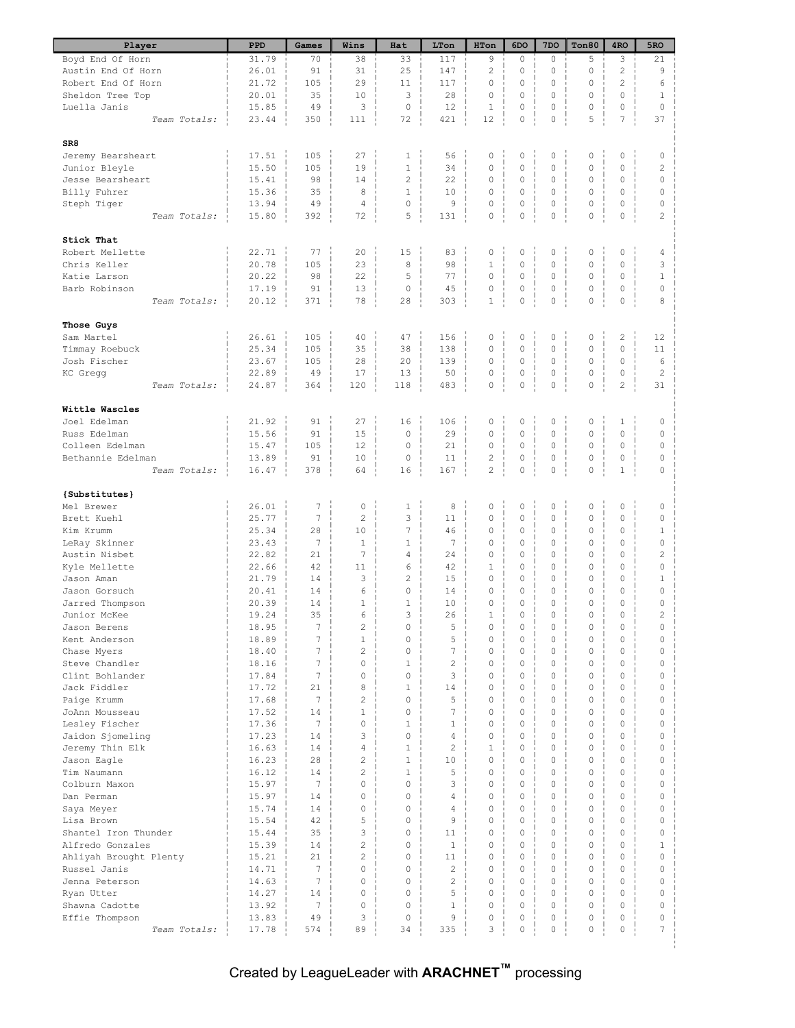| Player | PPD | Games | Wins | Hat | LTon | HTon | 6DO | 7DO | Ton80 | 4RO | 5RO |
|---|---|---|---|---|---|---|---|---|---|---|---|
| Boyd End Of Horn | 31.79 | 70 | 38 | 33 | 117 | 9 | 0 | 0 | 5 | 3 | 21 |
| Austin End Of Horn | 26.01 | 91 | 31 | 25 | 147 | 2 | 0 | 0 | 0 | 2 | 9 |
| Robert End Of Horn | 21.72 | 105 | 29 | 11 | 117 | 0 | 0 | 0 | 0 | 2 | 6 |
| Sheldon Tree Top | 20.01 | 35 | 10 | 3 | 28 | 0 | 0 | 0 | 0 | 0 | 1 |
| Luella Janis | 15.85 | 49 | 3 | 0 | 12 | 1 | 0 | 0 | 0 | 0 | 0 |
| *Team Totals:* | 23.44 | 350 | 111 | 72 | 421 | 12 | 0 | 0 | 5 | 7 | 37 |
| **SR8** | | | | | | | | | | | |
| Jeremy Bearsheart | 17.51 | 105 | 27 | 1 | 56 | 0 | 0 | 0 | 0 | 0 | 0 |
| Junior Bleyle | 15.50 | 105 | 19 | 1 | 34 | 0 | 0 | 0 | 0 | 0 | 2 |
| Jesse Bearsheart | 15.41 | 98 | 14 | 2 | 22 | 0 | 0 | 0 | 0 | 0 | 0 |
| Billy Fuhrer | 15.36 | 35 | 8 | 1 | 10 | 0 | 0 | 0 | 0 | 0 | 0 |
| Steph Tiger | 13.94 | 49 | 4 | 0 | 9 | 0 | 0 | 0 | 0 | 0 | 0 |
| *Team Totals:* | 15.80 | 392 | 72 | 5 | 131 | 0 | 0 | 0 | 0 | 0 | 2 |
| **Stick That** | | | | | | | | | | | |
| Robert Mellette | 22.71 | 77 | 20 | 15 | 83 | 0 | 0 | 0 | 0 | 0 | 4 |
| Chris Keller | 20.78 | 105 | 23 | 8 | 98 | 1 | 0 | 0 | 0 | 0 | 3 |
| Katie Larson | 20.22 | 98 | 22 | 5 | 77 | 0 | 0 | 0 | 0 | 0 | 1 |
| Barb Robinson | 17.19 | 91 | 13 | 0 | 45 | 0 | 0 | 0 | 0 | 0 | 0 |
| *Team Totals:* | 20.12 | 371 | 78 | 28 | 303 | 1 | 0 | 0 | 0 | 0 | 8 |
| **Those Guys** | | | | | | | | | | | |
| Sam Martel | 26.61 | 105 | 40 | 47 | 156 | 0 | 0 | 0 | 0 | 2 | 12 |
| Timmay Roebuck | 25.34 | 105 | 35 | 38 | 138 | 0 | 0 | 0 | 0 | 0 | 11 |
| Josh Fischer | 23.67 | 105 | 28 | 20 | 139 | 0 | 0 | 0 | 0 | 0 | 6 |
| KC Gregg | 22.89 | 49 | 17 | 13 | 50 | 0 | 0 | 0 | 0 | 0 | 2 |
| *Team Totals:* | 24.87 | 364 | 120 | 118 | 483 | 0 | 0 | 0 | 0 | 2 | 31 |
| **Wittle Wascles** | | | | | | | | | | | |
| Joel Edelman | 21.92 | 91 | 27 | 16 | 106 | 0 | 0 | 0 | 0 | 1 | 0 |
| Russ Edelman | 15.56 | 91 | 15 | 0 | 29 | 0 | 0 | 0 | 0 | 0 | 0 |
| Colleen Edelman | 15.47 | 105 | 12 | 0 | 21 | 0 | 0 | 0 | 0 | 0 | 0 |
| Bethannie Edelman | 13.89 | 91 | 10 | 0 | 11 | 2 | 0 | 0 | 0 | 0 | 0 |
| *Team Totals:* | 16.47 | 378 | 64 | 16 | 167 | 2 | 0 | 0 | 0 | 1 | 0 |
| **{Substitutes}** | | | | | | | | | | | |
| Mel Brewer | 26.01 | 7 | 0 | 1 | 8 | 0 | 0 | 0 | 0 | 0 | 0 |
| Brett Kuehl | 25.77 | 7 | 2 | 3 | 11 | 0 | 0 | 0 | 0 | 0 | 0 |
| Kim Krumm | 25.34 | 28 | 10 | 7 | 46 | 0 | 0 | 0 | 0 | 0 | 1 |
| LeRay Skinner | 23.43 | 7 | 1 | 1 | 7 | 0 | 0 | 0 | 0 | 0 | 0 |
| Austin Nisbet | 22.82 | 21 | 7 | 4 | 24 | 0 | 0 | 0 | 0 | 0 | 2 |
| Kyle Mellette | 22.66 | 42 | 11 | 6 | 42 | 1 | 0 | 0 | 0 | 0 | 0 |
| Jason Aman | 21.79 | 14 | 3 | 2 | 15 | 0 | 0 | 0 | 0 | 0 | 1 |
| Jason Gorsuch | 20.41 | 14 | 6 | 0 | 14 | 0 | 0 | 0 | 0 | 0 | 0 |
| Jarred Thompson | 20.39 | 14 | 1 | 1 | 10 | 0 | 0 | 0 | 0 | 0 | 0 |
| Junior McKee | 19.24 | 35 | 6 | 3 | 26 | 1 | 0 | 0 | 0 | 0 | 2 |
| Jason Berens | 18.95 | 7 | 2 | 0 | 5 | 0 | 0 | 0 | 0 | 0 | 0 |
| Kent Anderson | 18.89 | 7 | 1 | 0 | 5 | 0 | 0 | 0 | 0 | 0 | 0 |
| Chase Myers | 18.40 | 7 | 2 | 0 | 7 | 0 | 0 | 0 | 0 | 0 | 0 |
| Steve Chandler | 18.16 | 7 | 0 | 1 | 2 | 0 | 0 | 0 | 0 | 0 | 0 |
| Clint Bohlander | 17.84 | 7 | 0 | 0 | 3 | 0 | 0 | 0 | 0 | 0 | 0 |
| Jack Fiddler | 17.72 | 21 | 8 | 1 | 14 | 0 | 0 | 0 | 0 | 0 | 0 |
| Paige Krumm | 17.68 | 7 | 2 | 0 | 5 | 0 | 0 | 0 | 0 | 0 | 0 |
| JoAnn Mousseau | 17.52 | 14 | 1 | 0 | 7 | 0 | 0 | 0 | 0 | 0 | 0 |
| Lesley Fischer | 17.36 | 7 | 0 | 1 | 1 | 0 | 0 | 0 | 0 | 0 | 0 |
| Jaidon Sjomeling | 17.23 | 14 | 3 | 0 | 4 | 0 | 0 | 0 | 0 | 0 | 0 |
| Jeremy Thin Elk | 16.63 | 14 | 4 | 1 | 2 | 1 | 0 | 0 | 0 | 0 | 0 |
| Jason Eagle | 16.23 | 28 | 2 | 1 | 10 | 0 | 0 | 0 | 0 | 0 | 0 |
| Tim Naumann | 16.12 | 14 | 2 | 1 | 5 | 0 | 0 | 0 | 0 | 0 | 0 |
| Colburn Maxon | 15.97 | 7 | 0 | 0 | 3 | 0 | 0 | 0 | 0 | 0 | 0 |
| Dan Perman | 15.97 | 14 | 0 | 0 | 4 | 0 | 0 | 0 | 0 | 0 | 0 |
| Saya Meyer | 15.74 | 14 | 0 | 0 | 4 | 0 | 0 | 0 | 0 | 0 | 0 |
| Lisa Brown | 15.54 | 42 | 5 | 0 | 9 | 0 | 0 | 0 | 0 | 0 | 0 |
| Shantel Iron Thunder | 15.44 | 35 | 3 | 0 | 11 | 0 | 0 | 0 | 0 | 0 | 0 |
| Alfredo Gonzales | 15.39 | 14 | 2 | 0 | 1 | 0 | 0 | 0 | 0 | 0 | 1 |
| Ahliyah Brought Plenty | 15.21 | 21 | 2 | 0 | 11 | 0 | 0 | 0 | 0 | 0 | 0 |
| Russel Janis | 14.71 | 7 | 0 | 0 | 2 | 0 | 0 | 0 | 0 | 0 | 0 |
| Jenna Peterson | 14.63 | 7 | 0 | 0 | 2 | 0 | 0 | 0 | 0 | 0 | 0 |
| Ryan Utter | 14.27 | 14 | 0 | 0 | 5 | 0 | 0 | 0 | 0 | 0 | 0 |
| Shawna Cadotte | 13.92 | 7 | 0 | 0 | 1 | 0 | 0 | 0 | 0 | 0 | 0 |
| Effie Thompson | 13.83 | 49 | 3 | 0 | 9 | 0 | 0 | 0 | 0 | 0 | 0 |
| *Team Totals:* | 17.78 | 574 | 89 | 34 | 335 | 3 | 0 | 0 | 0 | 0 | 7 |

Created by LeagueLeader with **ARACHNET™** processing